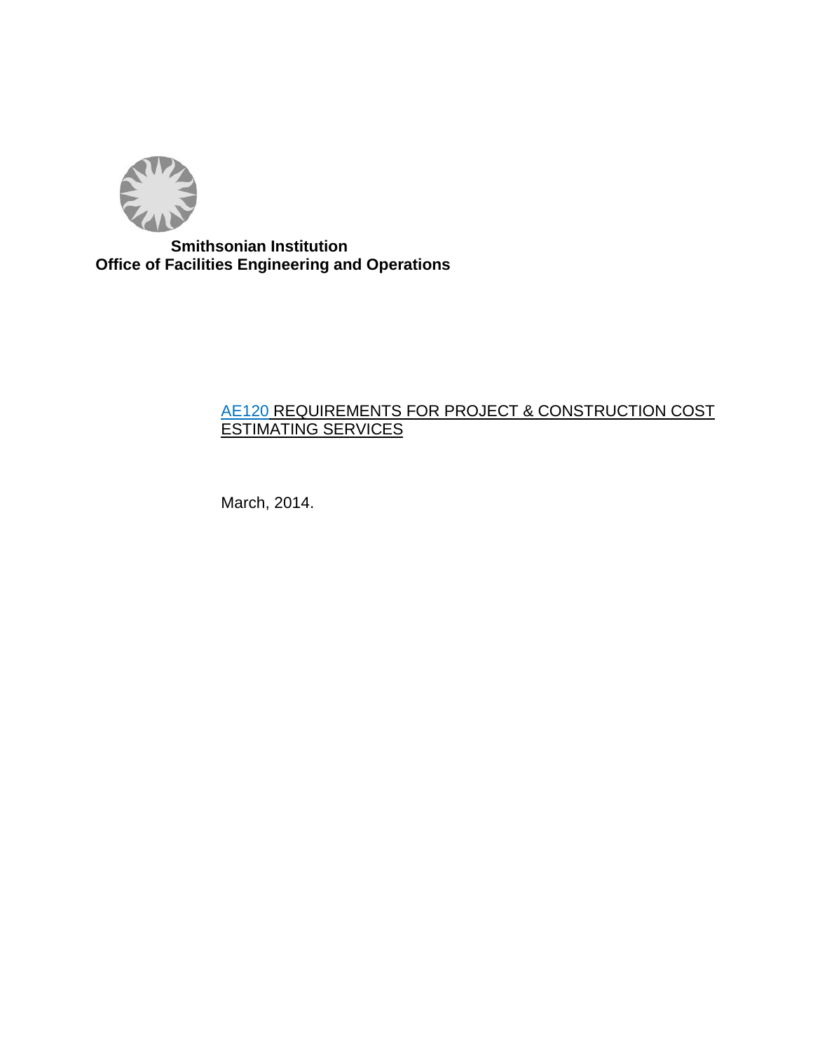**Smithsonian Institution**
**Office of Facilities Engineering and Operations**

# AE120 REQUIREMENTS FOR PROJECT & CONSTRUCTION COST ESTIMATING SERVICES

March, 2014.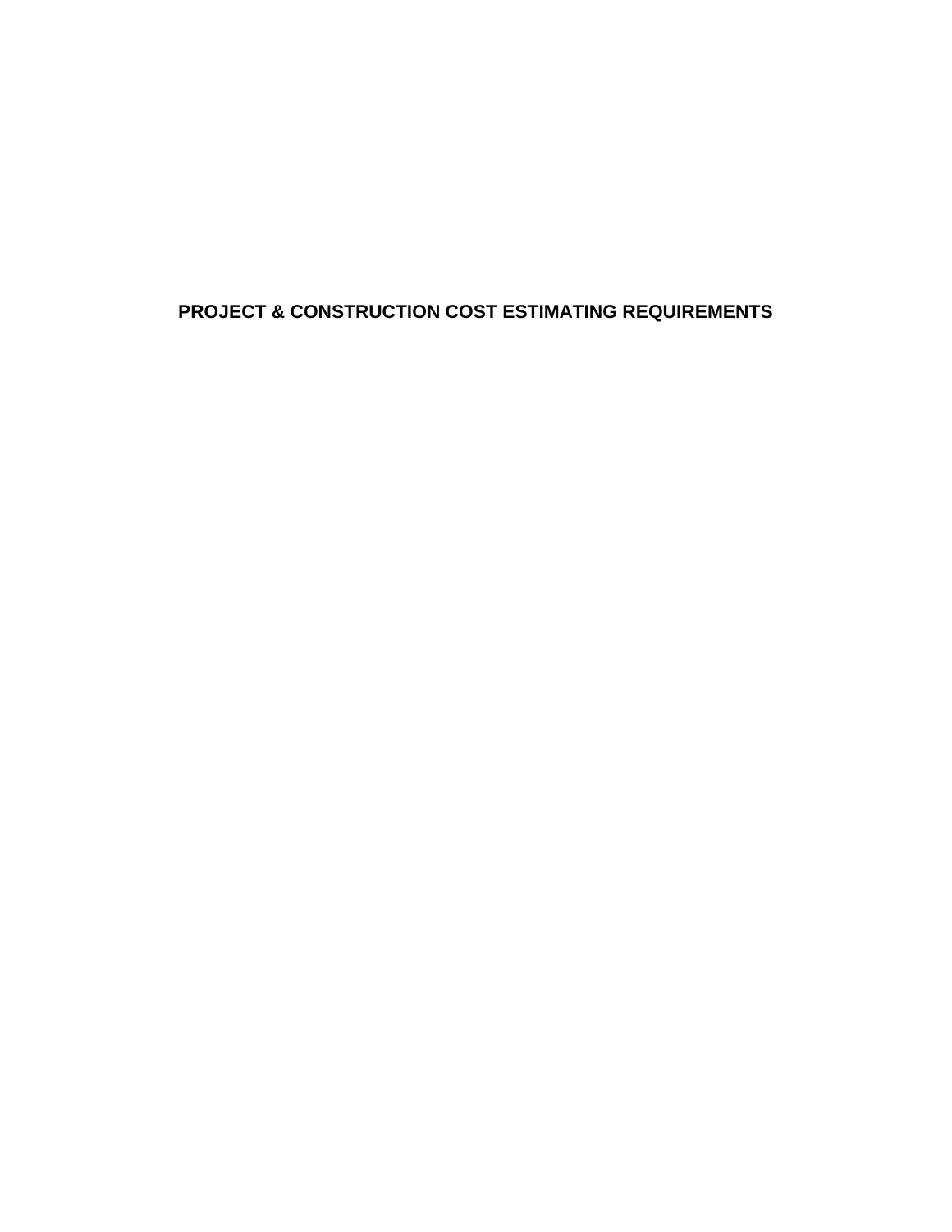# PROJECT & CONSTRUCTION COST ESTIMATING REQUIREMENTS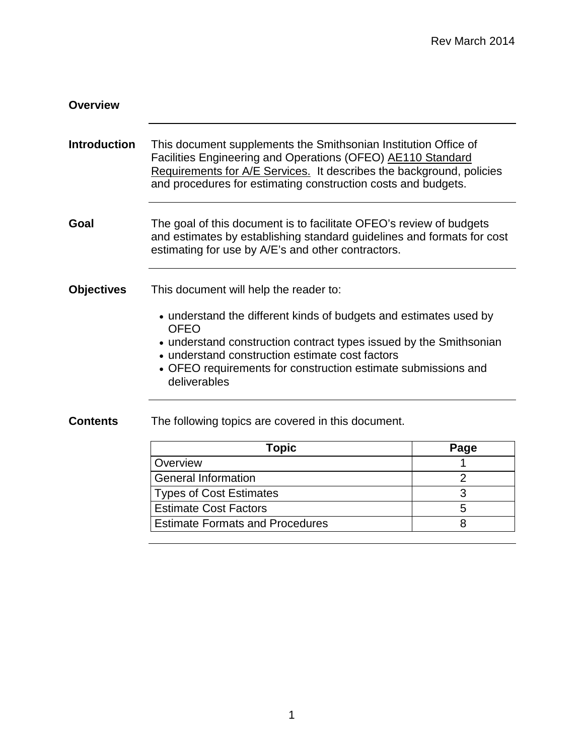## Overview

**Introduction**

This document supplements the Smithsonian Institution Office of Facilities Engineering and Operations (OFEO) AE110 Standard Requirements for A/E Services. It describes the background, policies and procedures for estimating construction costs and budgets.

**Goal**

The goal of this document is to facilitate OFEO's review of budgets and estimates by establishing standard guidelines and formats for cost estimating for use by A/E's and other contractors.

**Objectives**

This document will help the reader to:

- understand the different kinds of budgets and estimates used by OFEO
- understand construction contract types issued by the Smithsonian
- understand construction estimate cost factors
- OFEO requirements for construction estimate submissions and deliverables

**Contents**

The following topics are covered in this document.

| Topic | Page |
|---|---|
| Overview | 1 |
| General Information | 2 |
| Types of Cost Estimates | 3 |
| Estimate Cost Factors | 5 |
| Estimate Formats and Procedures | 8 |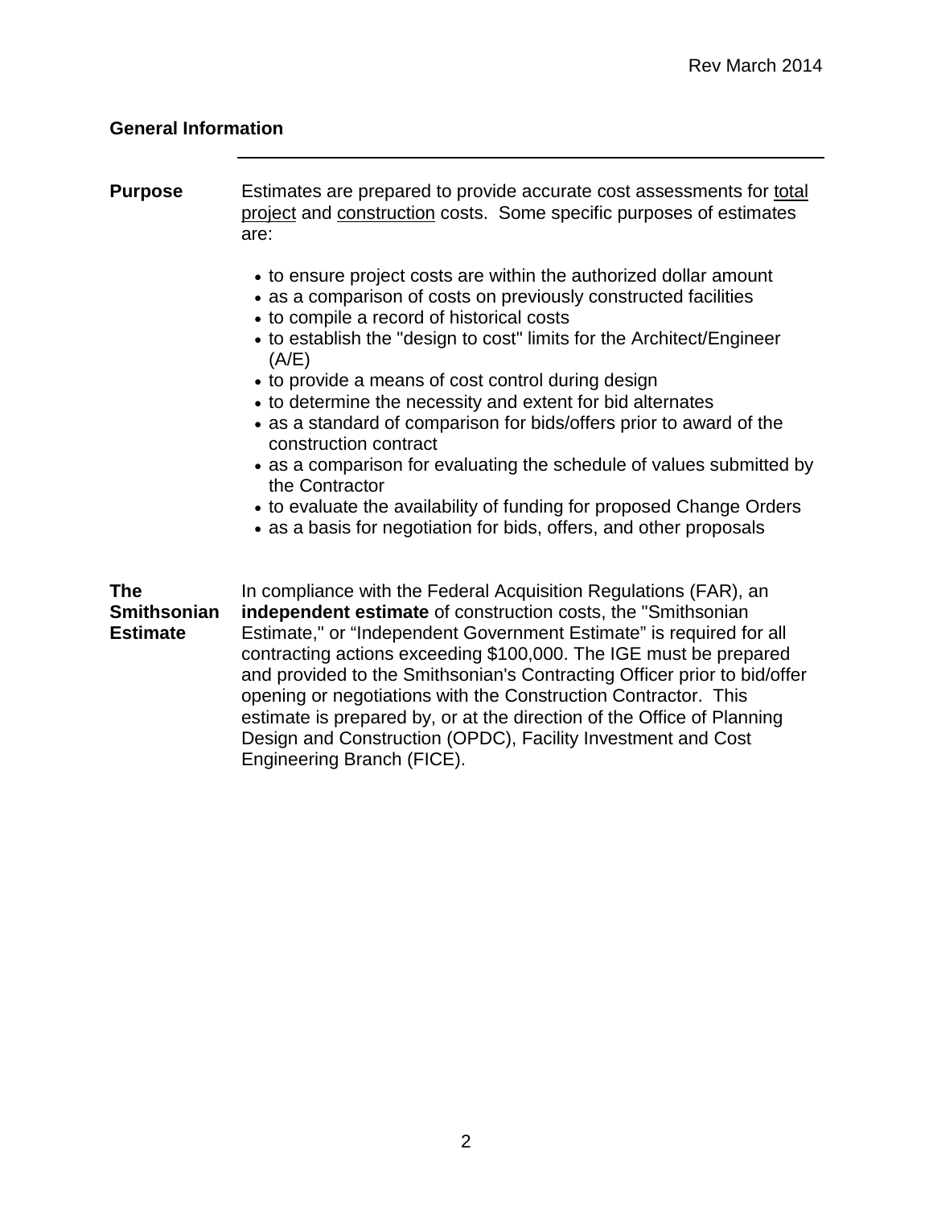## General Information

**Purpose**

Estimates are prepared to provide accurate cost assessments for <u>total project</u> and <u>construction</u> costs. Some specific purposes of estimates are:

- to ensure project costs are within the authorized dollar amount
- as a comparison of costs on previously constructed facilities
- to compile a record of historical costs
- to establish the "design to cost" limits for the Architect/Engineer (A/E)
- to provide a means of cost control during design
- to determine the necessity and extent for bid alternates
- as a standard of comparison for bids/offers prior to award of the construction contract
- as a comparison for evaluating the schedule of values submitted by the Contractor
- to evaluate the availability of funding for proposed Change Orders
- as a basis for negotiation for bids, offers, and other proposals

**The Smithsonian Estimate**

In compliance with the Federal Acquisition Regulations (FAR), an **independent estimate** of construction costs, the "Smithsonian Estimate," or "Independent Government Estimate" is required for all contracting actions exceeding $100,000. The IGE must be prepared and provided to the Smithsonian's Contracting Officer prior to bid/offer opening or negotiations with the Construction Contractor. This estimate is prepared by, or at the direction of the Office of Planning Design and Construction (OPDC), Facility Investment and Cost Engineering Branch (FICE).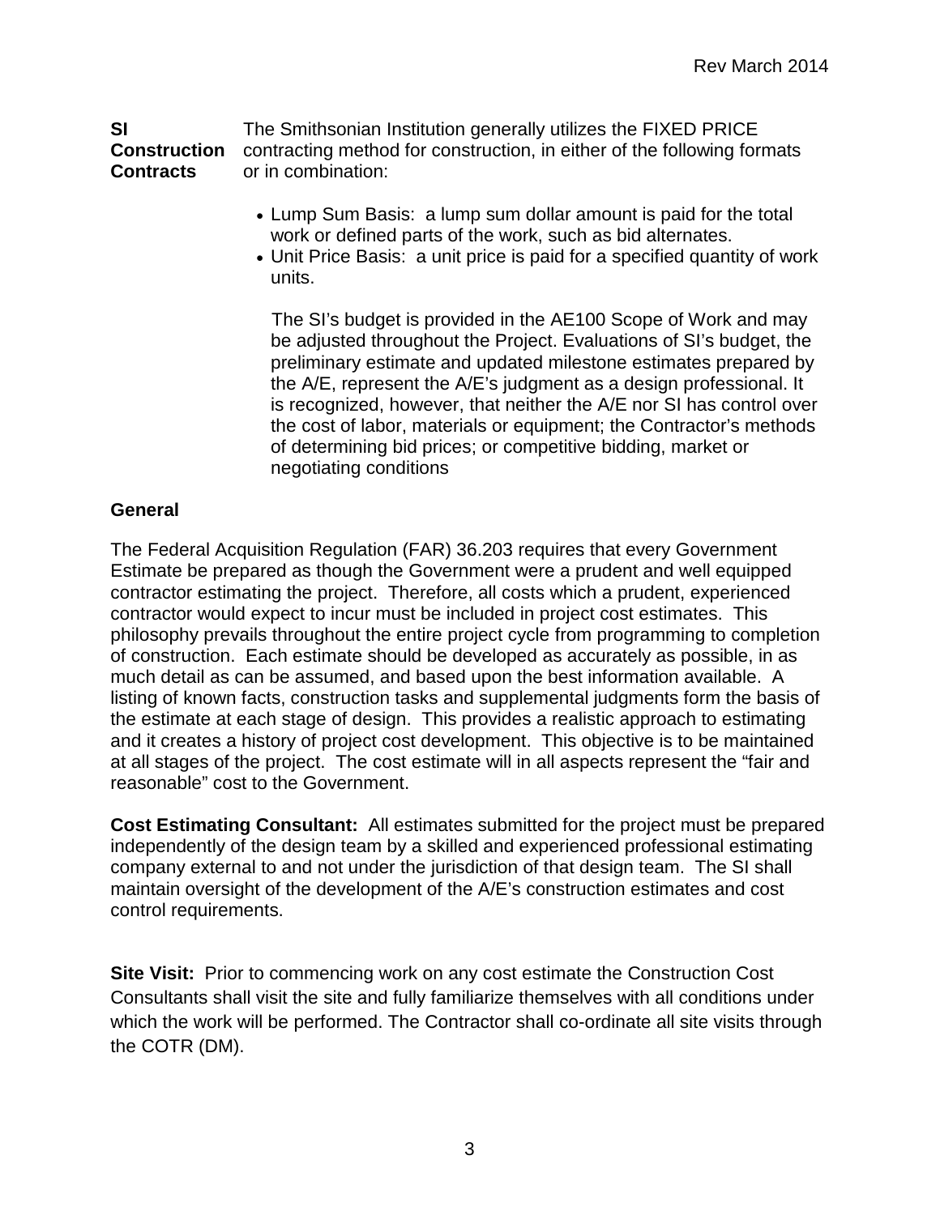**SI Construction Contracts** The Smithsonian Institution generally utilizes the FIXED PRICE contracting method for construction, in either of the following formats or in combination:

- Lump Sum Basis: a lump sum dollar amount is paid for the total work or defined parts of the work, such as bid alternates.
- Unit Price Basis: a unit price is paid for a specified quantity of work units.

The SI's budget is provided in the AE100 Scope of Work and may be adjusted throughout the Project. Evaluations of SI's budget, the preliminary estimate and updated milestone estimates prepared by the A/E, represent the A/E's judgment as a design professional. It is recognized, however, that neither the A/E nor SI has control over the cost of labor, materials or equipment; the Contractor's methods of determining bid prices; or competitive bidding, market or negotiating conditions

**General**

The Federal Acquisition Regulation (FAR) 36.203 requires that every Government Estimate be prepared as though the Government were a prudent and well equipped contractor estimating the project. Therefore, all costs which a prudent, experienced contractor would expect to incur must be included in project cost estimates. This philosophy prevails throughout the entire project cycle from programming to completion of construction. Each estimate should be developed as accurately as possible, in as much detail as can be assumed, and based upon the best information available. A listing of known facts, construction tasks and supplemental judgments form the basis of the estimate at each stage of design. This provides a realistic approach to estimating and it creates a history of project cost development. This objective is to be maintained at all stages of the project. The cost estimate will in all aspects represent the "fair and reasonable" cost to the Government.

**Cost Estimating Consultant:** All estimates submitted for the project must be prepared independently of the design team by a skilled and experienced professional estimating company external to and not under the jurisdiction of that design team. The SI shall maintain oversight of the development of the A/E's construction estimates and cost control requirements.

**Site Visit:** Prior to commencing work on any cost estimate the Construction Cost Consultants shall visit the site and fully familiarize themselves with all conditions under which the work will be performed. The Contractor shall co-ordinate all site visits through the COTR (DM).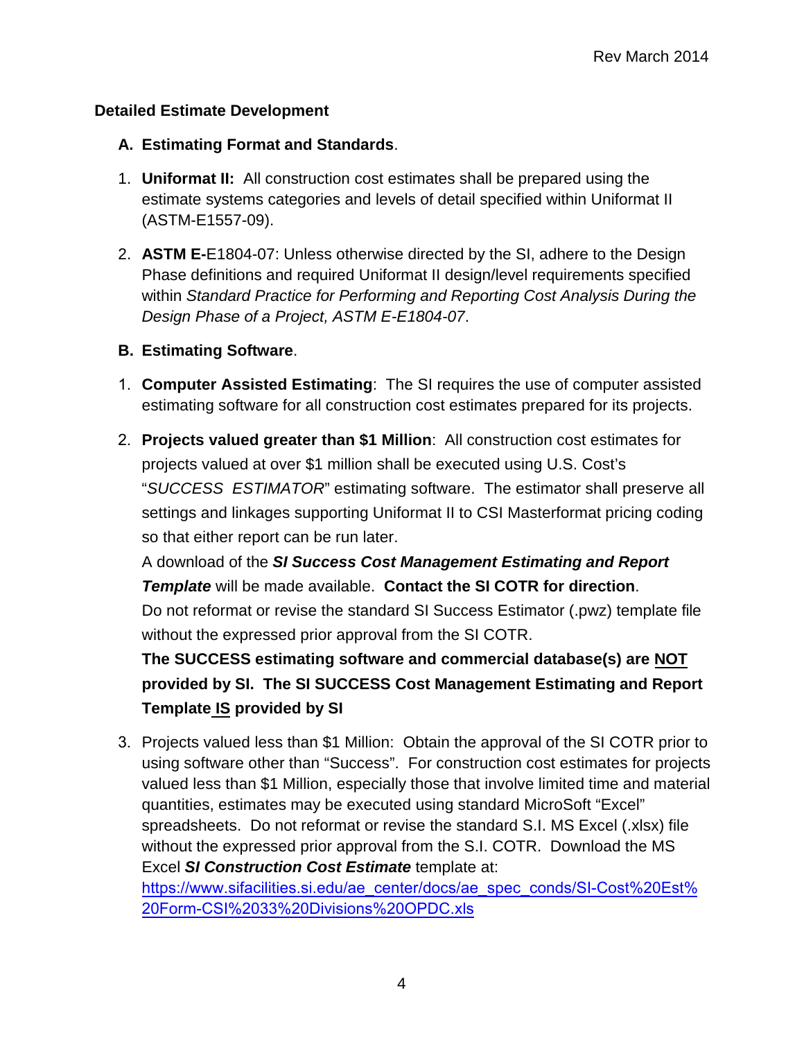## Detailed Estimate Development

### A. Estimating Format and Standards.

1. **Uniformat II:** All construction cost estimates shall be prepared using the estimate systems categories and levels of detail specified within Uniformat II (ASTM-E1557-09).

2. **ASTM E-**E1804-07: Unless otherwise directed by the SI, adhere to the Design Phase definitions and required Uniformat II design/level requirements specified within *Standard Practice for Performing and Reporting Cost Analysis During the Design Phase of a Project, ASTM E-E1804-07*.

### B. Estimating Software.

1. **Computer Assisted Estimating**: The SI requires the use of computer assisted estimating software for all construction cost estimates prepared for its projects.

2. **Projects valued greater than $1 Million**: All construction cost estimates for projects valued at over $1 million shall be executed using U.S. Cost's "*SUCCESS ESTIMATOR*" estimating software. The estimator shall preserve all settings and linkages supporting Uniformat II to CSI Masterformat pricing coding so that either report can be run later.

   A download of the ***SI Success Cost Management Estimating and Report Template*** will be made available. **Contact the SI COTR for direction**.

   Do not reformat or revise the standard SI Success Estimator (.pwz) template file without the expressed prior approval from the SI COTR.

   **The SUCCESS estimating software and commercial database(s) are NOT provided by SI. The SI SUCCESS Cost Management Estimating and Report Template IS provided by SI**

3. Projects valued less than $1 Million: Obtain the approval of the SI COTR prior to using software other than "Success". For construction cost estimates for projects valued less than $1 Million, especially those that involve limited time and material quantities, estimates may be executed using standard MicroSoft "Excel" spreadsheets. Do not reformat or revise the standard S.I. MS Excel (.xlsx) file without the expressed prior approval from the S.I. COTR. Download the MS Excel ***SI Construction Cost Estimate*** template at: https://www.sifacilities.si.edu/ae_center/docs/ae_spec_conds/SI-Cost%20Est%20Form-CSI%2033%20Divisions%20OPDC.xls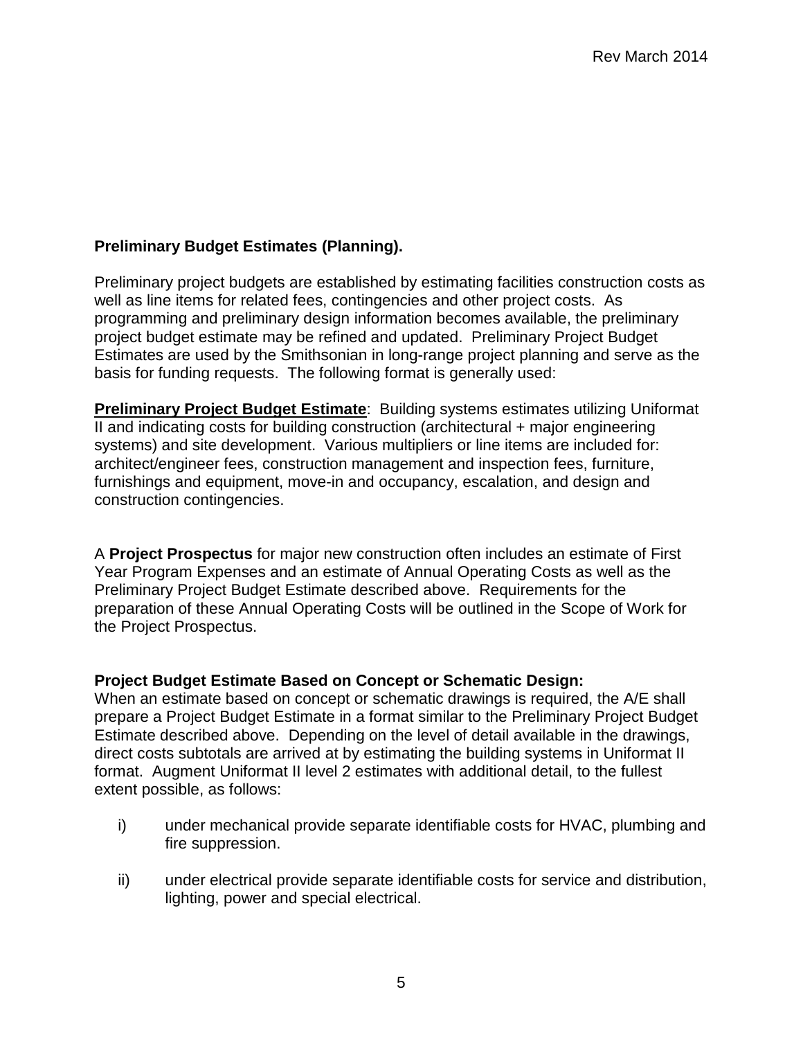**Preliminary Budget Estimates (Planning).**

Preliminary project budgets are established by estimating facilities construction costs as well as line items for related fees, contingencies and other project costs. As programming and preliminary design information becomes available, the preliminary project budget estimate may be refined and updated. Preliminary Project Budget Estimates are used by the Smithsonian in long-range project planning and serve as the basis for funding requests. The following format is generally used:

**Preliminary Project Budget Estimate**: Building systems estimates utilizing Uniformat II and indicating costs for building construction (architectural + major engineering systems) and site development. Various multipliers or line items are included for: architect/engineer fees, construction management and inspection fees, furniture, furnishings and equipment, move-in and occupancy, escalation, and design and construction contingencies.

A **Project Prospectus** for major new construction often includes an estimate of First Year Program Expenses and an estimate of Annual Operating Costs as well as the Preliminary Project Budget Estimate described above. Requirements for the preparation of these Annual Operating Costs will be outlined in the Scope of Work for the Project Prospectus.

**Project Budget Estimate Based on Concept or Schematic Design:**
When an estimate based on concept or schematic drawings is required, the A/E shall prepare a Project Budget Estimate in a format similar to the Preliminary Project Budget Estimate described above. Depending on the level of detail available in the drawings, direct costs subtotals are arrived at by estimating the building systems in Uniformat II format. Augment Uniformat II level 2 estimates with additional detail, to the fullest extent possible, as follows:

i) under mechanical provide separate identifiable costs for HVAC, plumbing and fire suppression.

ii) under electrical provide separate identifiable costs for service and distribution, lighting, power and special electrical.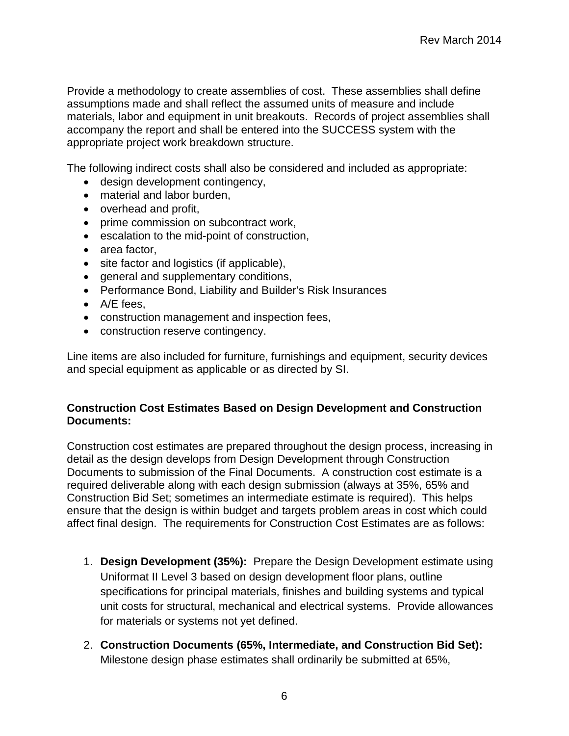Provide a methodology to create assemblies of cost. These assemblies shall define assumptions made and shall reflect the assumed units of measure and include materials, labor and equipment in unit breakouts. Records of project assemblies shall accompany the report and shall be entered into the SUCCESS system with the appropriate project work breakdown structure.

The following indirect costs shall also be considered and included as appropriate:

- design development contingency,
- material and labor burden,
- overhead and profit,
- prime commission on subcontract work,
- escalation to the mid-point of construction,
- area factor,
- site factor and logistics (if applicable),
- general and supplementary conditions,
- Performance Bond, Liability and Builder's Risk Insurances
- A/E fees,
- construction management and inspection fees,
- construction reserve contingency.

Line items are also included for furniture, furnishings and equipment, security devices and special equipment as applicable or as directed by SI.

**Construction Cost Estimates Based on Design Development and Construction Documents:**

Construction cost estimates are prepared throughout the design process, increasing in detail as the design develops from Design Development through Construction Documents to submission of the Final Documents. A construction cost estimate is a required deliverable along with each design submission (always at 35%, 65% and Construction Bid Set; sometimes an intermediate estimate is required). This helps ensure that the design is within budget and targets problem areas in cost which could affect final design. The requirements for Construction Cost Estimates are as follows:

1. **Design Development (35%):** Prepare the Design Development estimate using Uniformat II Level 3 based on design development floor plans, outline specifications for principal materials, finishes and building systems and typical unit costs for structural, mechanical and electrical systems. Provide allowances for materials or systems not yet defined.

2. **Construction Documents (65%, Intermediate, and Construction Bid Set):** Milestone design phase estimates shall ordinarily be submitted at 65%,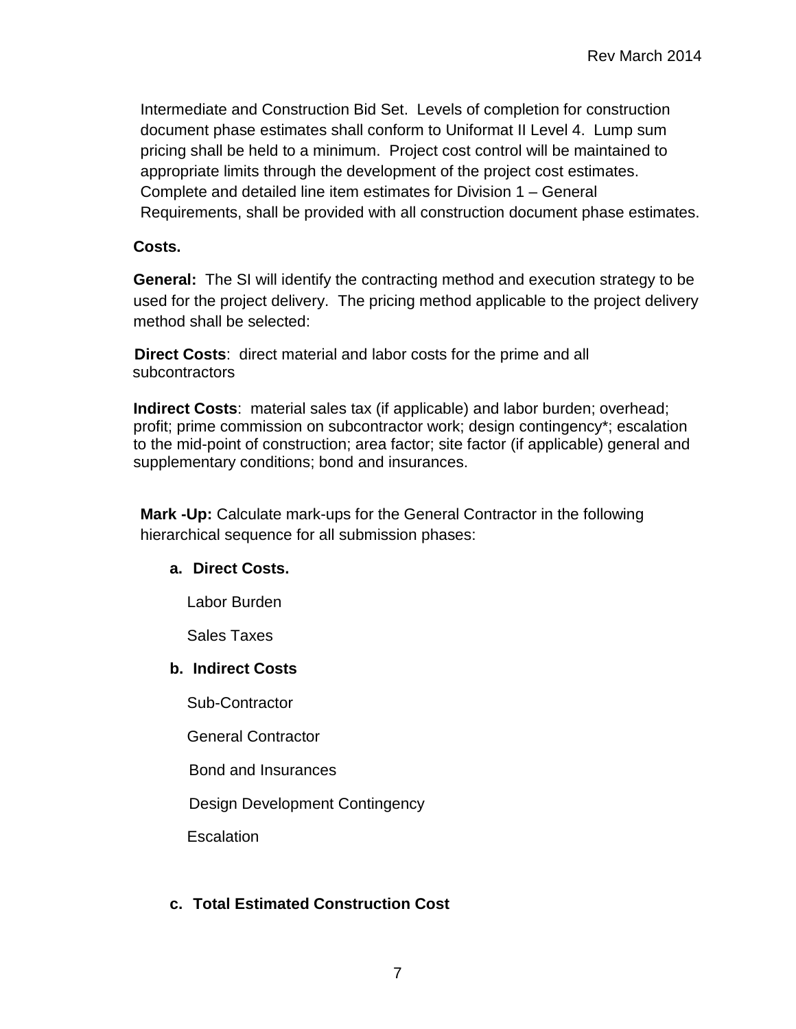Intermediate and Construction Bid Set. Levels of completion for construction document phase estimates shall conform to Uniformat II Level 4. Lump sum pricing shall be held to a minimum. Project cost control will be maintained to appropriate limits through the development of the project cost estimates. Complete and detailed line item estimates for Division 1 – General Requirements, shall be provided with all construction document phase estimates.

**Costs.**

**General:** The SI will identify the contracting method and execution strategy to be used for the project delivery. The pricing method applicable to the project delivery method shall be selected:

**Direct Costs**: direct material and labor costs for the prime and all subcontractors

**Indirect Costs**: material sales tax (if applicable) and labor burden; overhead; profit; prime commission on subcontractor work; design contingency*; escalation to the mid-point of construction; area factor; site factor (if applicable) general and supplementary conditions; bond and insurances.

**Mark -Up:** Calculate mark-ups for the General Contractor in the following hierarchical sequence for all submission phases:

**a. Direct Costs.**

Labor Burden

Sales Taxes

**b. Indirect Costs**

Sub-Contractor

General Contractor

Bond and Insurances

Design Development Contingency

Escalation

**c. Total Estimated Construction Cost**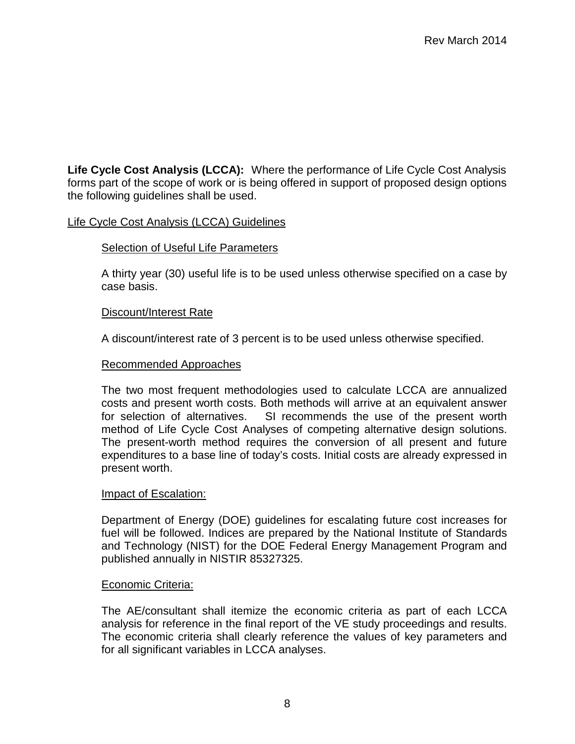**Life Cycle Cost Analysis (LCCA):** Where the performance of Life Cycle Cost Analysis forms part of the scope of work or is being offered in support of proposed design options the following guidelines shall be used.

## Life Cycle Cost Analysis (LCCA) Guidelines

### Selection of Useful Life Parameters

A thirty year (30) useful life is to be used unless otherwise specified on a case by case basis.

### Discount/Interest Rate

A discount/interest rate of 3 percent is to be used unless otherwise specified.

### Recommended Approaches

The two most frequent methodologies used to calculate LCCA are annualized costs and present worth costs. Both methods will arrive at an equivalent answer for selection of alternatives. SI recommends the use of the present worth method of Life Cycle Cost Analyses of competing alternative design solutions. The present-worth method requires the conversion of all present and future expenditures to a base line of today's costs. Initial costs are already expressed in present worth.

### Impact of Escalation:

Department of Energy (DOE) guidelines for escalating future cost increases for fuel will be followed. Indices are prepared by the National Institute of Standards and Technology (NIST) for the DOE Federal Energy Management Program and published annually in NISTIR 85327325.

### Economic Criteria:

The AE/consultant shall itemize the economic criteria as part of each LCCA analysis for reference in the final report of the VE study proceedings and results. The economic criteria shall clearly reference the values of key parameters and for all significant variables in LCCA analyses.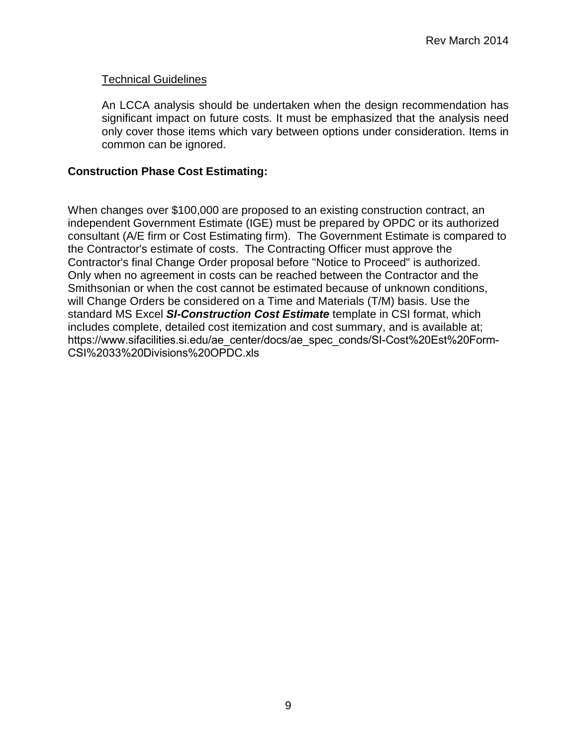Technical Guidelines

An LCCA analysis should be undertaken when the design recommendation has significant impact on future costs. It must be emphasized that the analysis need only cover those items which vary between options under consideration. Items in common can be ignored.

**Construction Phase Cost Estimating:**

When changes over $100,000 are proposed to an existing construction contract, an independent Government Estimate (IGE) must be prepared by OPDC or its authorized consultant (A/E firm or Cost Estimating firm). The Government Estimate is compared to the Contractor's estimate of costs. The Contracting Officer must approve the Contractor's final Change Order proposal before "Notice to Proceed" is authorized. Only when no agreement in costs can be reached between the Contractor and the Smithsonian or when the cost cannot be estimated because of unknown conditions, will Change Orders be considered on a Time and Materials (T/M) basis. Use the standard MS Excel ***SI-Construction Cost Estimate*** template in CSI format, which includes complete, detailed cost itemization and cost summary, and is available at; https://www.sifacilities.si.edu/ae_center/docs/ae_spec_conds/SI-Cost%20Est%20Form-CSI%2033%20Divisions%20OPDC.xls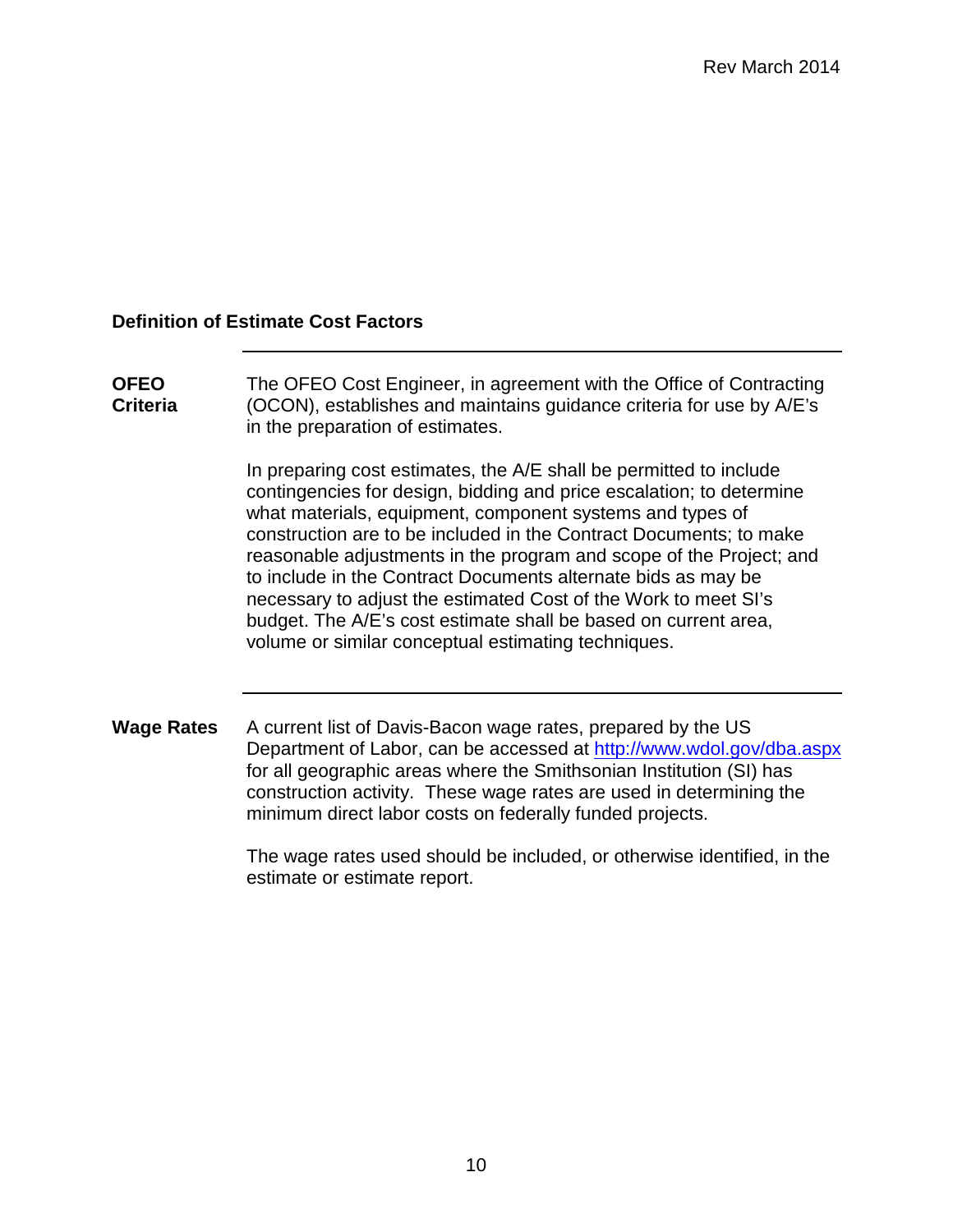## Definition of Estimate Cost Factors

**OFEO Criteria**

The OFEO Cost Engineer, in agreement with the Office of Contracting (OCON), establishes and maintains guidance criteria for use by A/E's in the preparation of estimates.

In preparing cost estimates, the A/E shall be permitted to include contingencies for design, bidding and price escalation; to determine what materials, equipment, component systems and types of construction are to be included in the Contract Documents; to make reasonable adjustments in the program and scope of the Project; and to include in the Contract Documents alternate bids as may be necessary to adjust the estimated Cost of the Work to meet SI's budget. The A/E's cost estimate shall be based on current area, volume or similar conceptual estimating techniques.

---

**Wage Rates**

A current list of Davis-Bacon wage rates, prepared by the US Department of Labor, can be accessed at http://www.wdol.gov/dba.aspx for all geographic areas where the Smithsonian Institution (SI) has construction activity. These wage rates are used in determining the minimum direct labor costs on federally funded projects.

The wage rates used should be included, or otherwise identified, in the estimate or estimate report.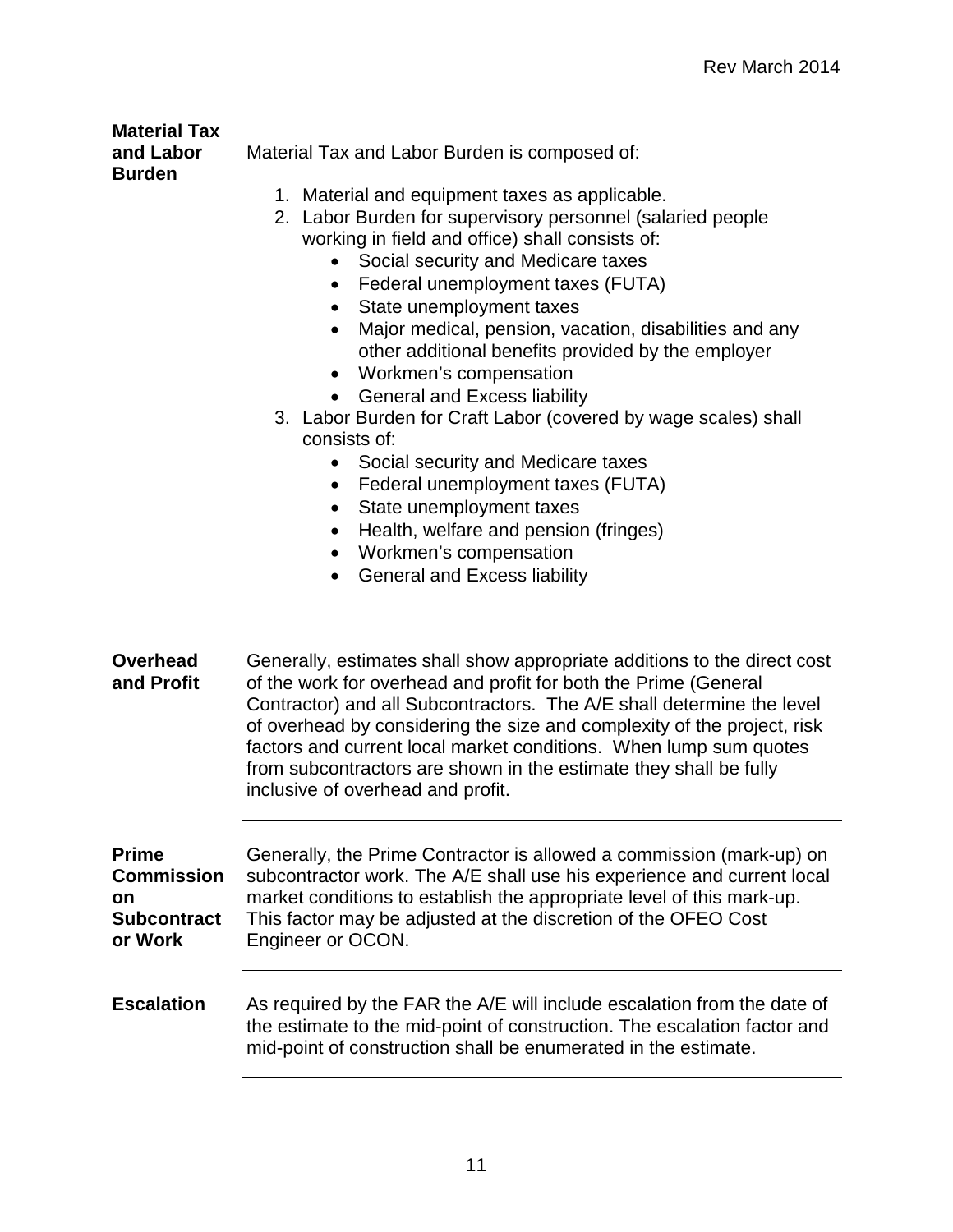**Material Tax and Labor Burden**

Material Tax and Labor Burden is composed of:

1. Material and equipment taxes as applicable.
2. Labor Burden for supervisory personnel (salaried people working in field and office) shall consists of:
   - Social security and Medicare taxes
   - Federal unemployment taxes (FUTA)
   - State unemployment taxes
   - Major medical, pension, vacation, disabilities and any other additional benefits provided by the employer
   - Workmen's compensation
   - General and Excess liability
3. Labor Burden for Craft Labor (covered by wage scales) shall consists of:
   - Social security and Medicare taxes
   - Federal unemployment taxes (FUTA)
   - State unemployment taxes
   - Health, welfare and pension (fringes)
   - Workmen's compensation
   - General and Excess liability

---

**Overhead and Profit**

Generally, estimates shall show appropriate additions to the direct cost of the work for overhead and profit for both the Prime (General Contractor) and all Subcontractors. The A/E shall determine the level of overhead by considering the size and complexity of the project, risk factors and current local market conditions. When lump sum quotes from subcontractors are shown in the estimate they shall be fully inclusive of overhead and profit.

---

**Prime Commission on Subcontract or Work**

Generally, the Prime Contractor is allowed a commission (mark-up) on subcontractor work. The A/E shall use his experience and current local market conditions to establish the appropriate level of this mark-up. This factor may be adjusted at the discretion of the OFEO Cost Engineer or OCON.

---

**Escalation**

As required by the FAR the A/E will include escalation from the date of the estimate to the mid-point of construction. The escalation factor and mid-point of construction shall be enumerated in the estimate.

---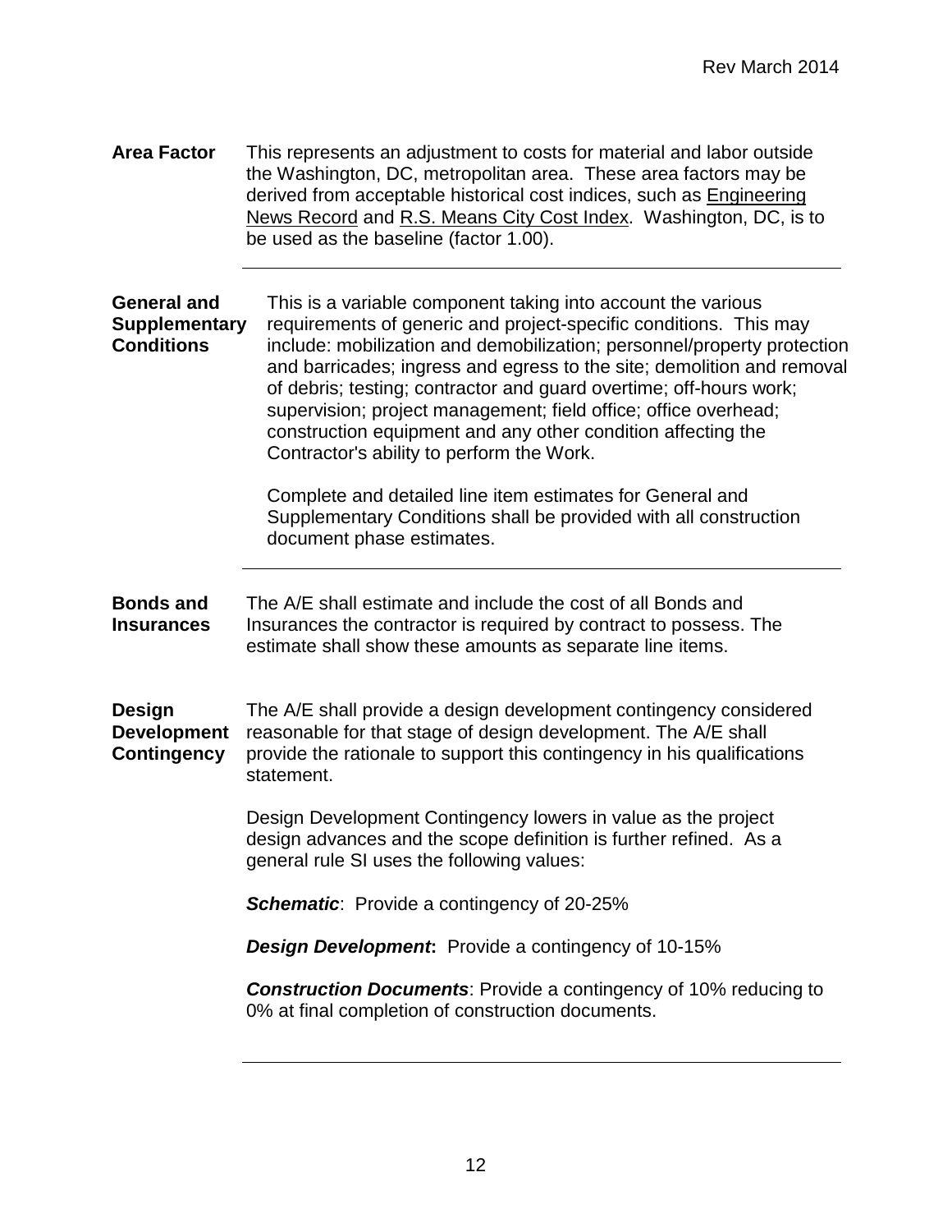**Area Factor**

This represents an adjustment to costs for material and labor outside the Washington, DC, metropolitan area. These area factors may be derived from acceptable historical cost indices, such as Engineering News Record and R.S. Means City Cost Index. Washington, DC, is to be used as the baseline (factor 1.00).

---

**General and Supplementary Conditions**

This is a variable component taking into account the various requirements of generic and project-specific conditions. This may include: mobilization and demobilization; personnel/property protection and barricades; ingress and egress to the site; demolition and removal of debris; testing; contractor and guard overtime; off-hours work; supervision; project management; field office; office overhead; construction equipment and any other condition affecting the Contractor's ability to perform the Work.

Complete and detailed line item estimates for General and Supplementary Conditions shall be provided with all construction document phase estimates.

---

**Bonds and Insurances**

The A/E shall estimate and include the cost of all Bonds and Insurances the contractor is required by contract to possess. The estimate shall show these amounts as separate line items.

**Design Development Contingency**

The A/E shall provide a design development contingency considered reasonable for that stage of design development. The A/E shall provide the rationale to support this contingency in his qualifications statement.

Design Development Contingency lowers in value as the project design advances and the scope definition is further refined. As a general rule SI uses the following values:

***Schematic***: Provide a contingency of 20-25%

***Design Development*:** Provide a contingency of 10-15%

***Construction Documents***: Provide a contingency of 10% reducing to 0% at final completion of construction documents.

---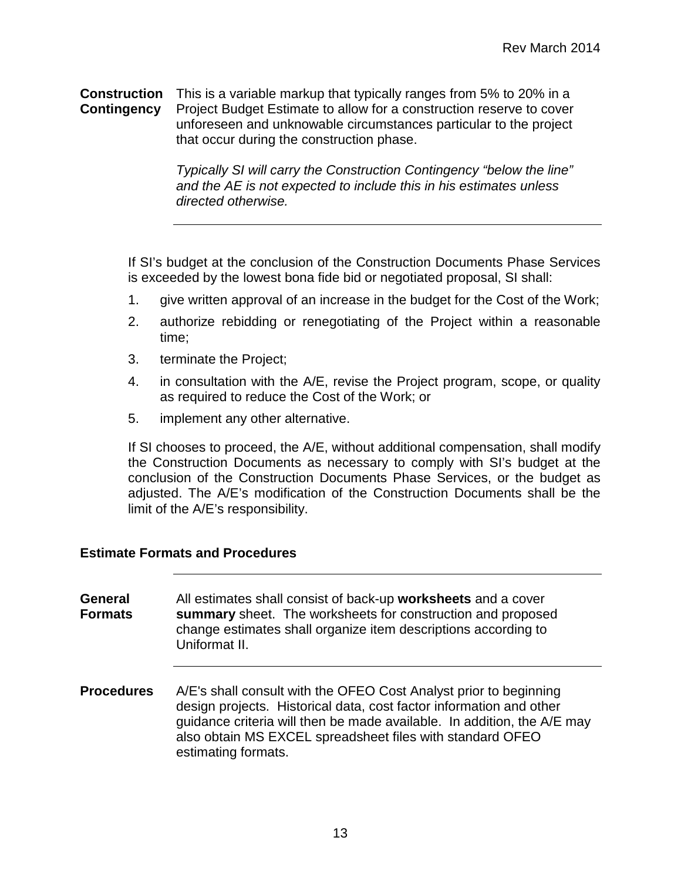**Construction Contingency** This is a variable markup that typically ranges from 5% to 20% in a Project Budget Estimate to allow for a construction reserve to cover unforeseen and unknowable circumstances particular to the project that occur during the construction phase.

*Typically SI will carry the Construction Contingency "below the line" and the AE is not expected to include this in his estimates unless directed otherwise.*

---

If SI's budget at the conclusion of the Construction Documents Phase Services is exceeded by the lowest bona fide bid or negotiated proposal, SI shall:

1. give written approval of an increase in the budget for the Cost of the Work;
2. authorize rebidding or renegotiating of the Project within a reasonable time;
3. terminate the Project;
4. in consultation with the A/E, revise the Project program, scope, or quality as required to reduce the Cost of the Work; or
5. implement any other alternative.

If SI chooses to proceed, the A/E, without additional compensation, shall modify the Construction Documents as necessary to comply with SI's budget at the conclusion of the Construction Documents Phase Services, or the budget as adjusted. The A/E's modification of the Construction Documents shall be the limit of the A/E's responsibility.

## Estimate Formats and Procedures

---

**General Formats** All estimates shall consist of back-up **worksheets** and a cover **summary** sheet. The worksheets for construction and proposed change estimates shall organize item descriptions according to Uniformat II.

---

**Procedures** A/E's shall consult with the OFEO Cost Analyst prior to beginning design projects. Historical data, cost factor information and other guidance criteria will then be made available. In addition, the A/E may also obtain MS EXCEL spreadsheet files with standard OFEO estimating formats.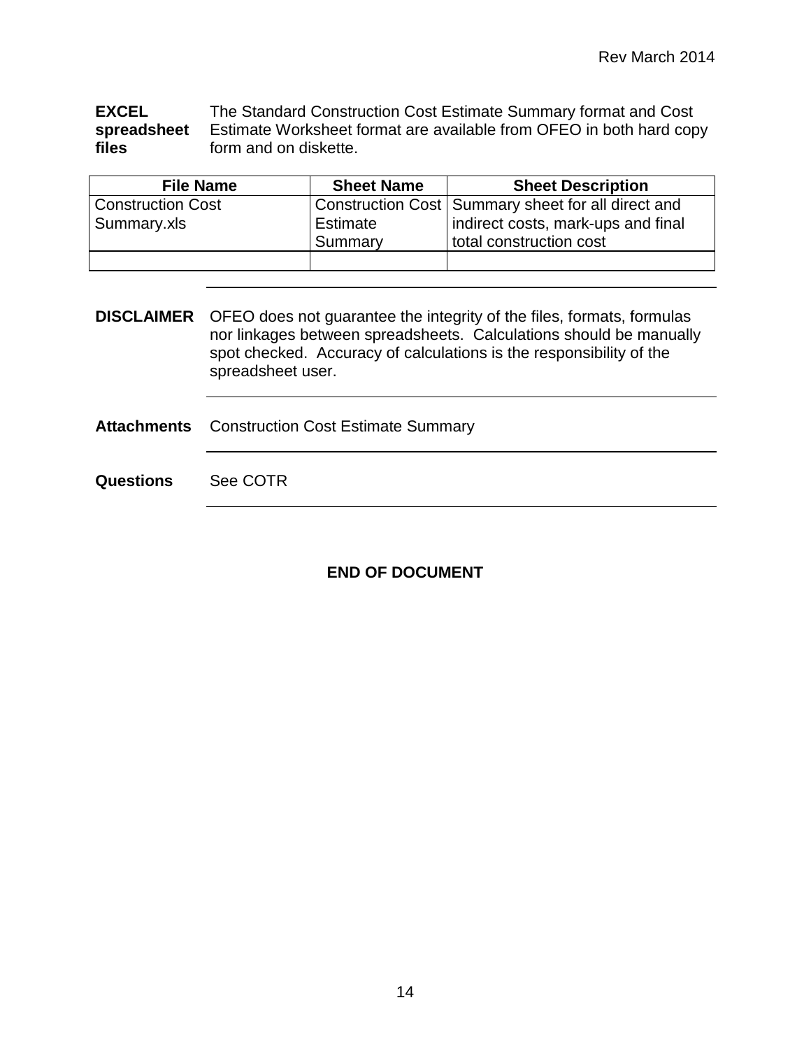**EXCEL spreadsheet files** The Standard Construction Cost Estimate Summary format and Cost Estimate Worksheet format are available from OFEO in both hard copy form and on diskette.

| File Name | Sheet Name | Sheet Description |
|---|---|---|
| Construction Cost Summary.xls | Construction Cost Estimate Summary | Summary sheet for all direct and indirect costs, mark-ups and final total construction cost |
| | | |

**DISCLAIMER** OFEO does not guarantee the integrity of the files, formats, formulas nor linkages between spreadsheets. Calculations should be manually spot checked. Accuracy of calculations is the responsibility of the spreadsheet user.

**Attachments** Construction Cost Estimate Summary

**Questions** See COTR

**END OF DOCUMENT**